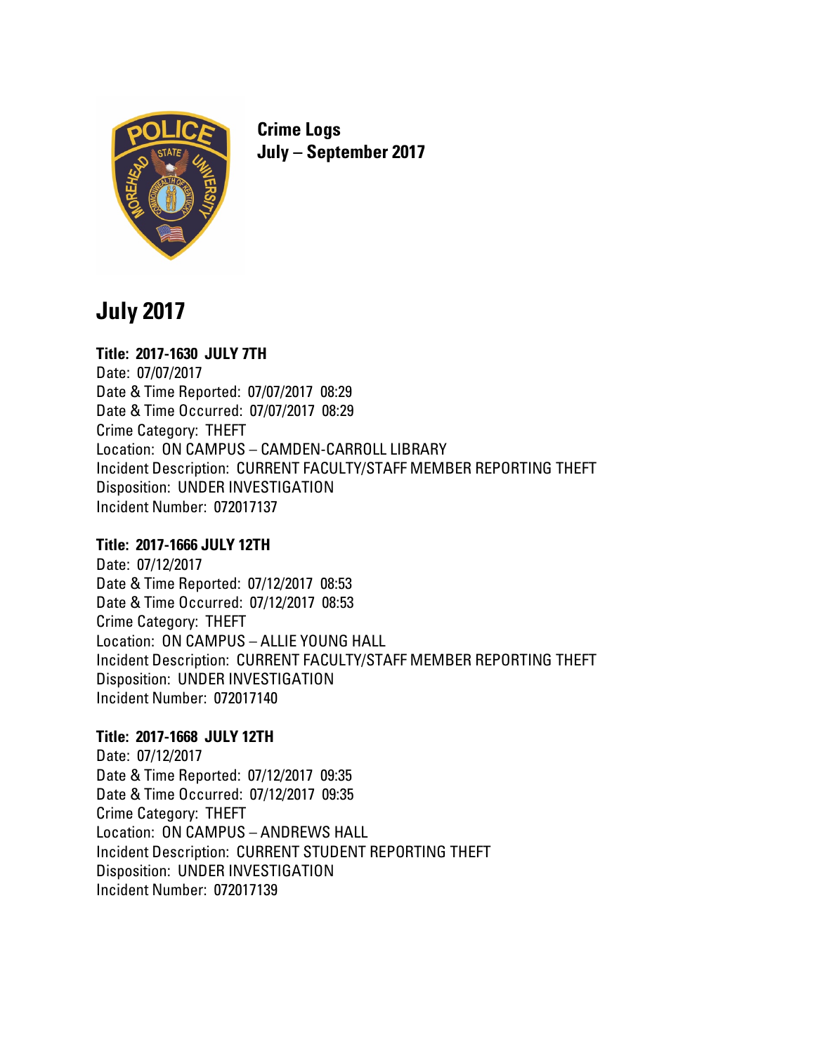**Crime Logs**
**July – September 2017**

# July 2017

**Title: 2017-1630 JULY 7TH**
Date: 07/07/2017
Date & Time Reported: 07/07/2017 08:29
Date & Time Occurred: 07/07/2017 08:29
Crime Category: THEFT
Location: ON CAMPUS – CAMDEN-CARROLL LIBRARY
Incident Description: CURRENT FACULTY/STAFF MEMBER REPORTING THEFT
Disposition: UNDER INVESTIGATION
Incident Number: 072017137

**Title: 2017-1666 JULY 12TH**
Date: 07/12/2017
Date & Time Reported: 07/12/2017 08:53
Date & Time Occurred: 07/12/2017 08:53
Crime Category: THEFT
Location: ON CAMPUS – ALLIE YOUNG HALL
Incident Description: CURRENT FACULTY/STAFF MEMBER REPORTING THEFT
Disposition: UNDER INVESTIGATION
Incident Number: 072017140

**Title: 2017-1668 JULY 12TH**
Date: 07/12/2017
Date & Time Reported: 07/12/2017 09:35
Date & Time Occurred: 07/12/2017 09:35
Crime Category: THEFT
Location: ON CAMPUS – ANDREWS HALL
Incident Description: CURRENT STUDENT REPORTING THEFT
Disposition: UNDER INVESTIGATION
Incident Number: 072017139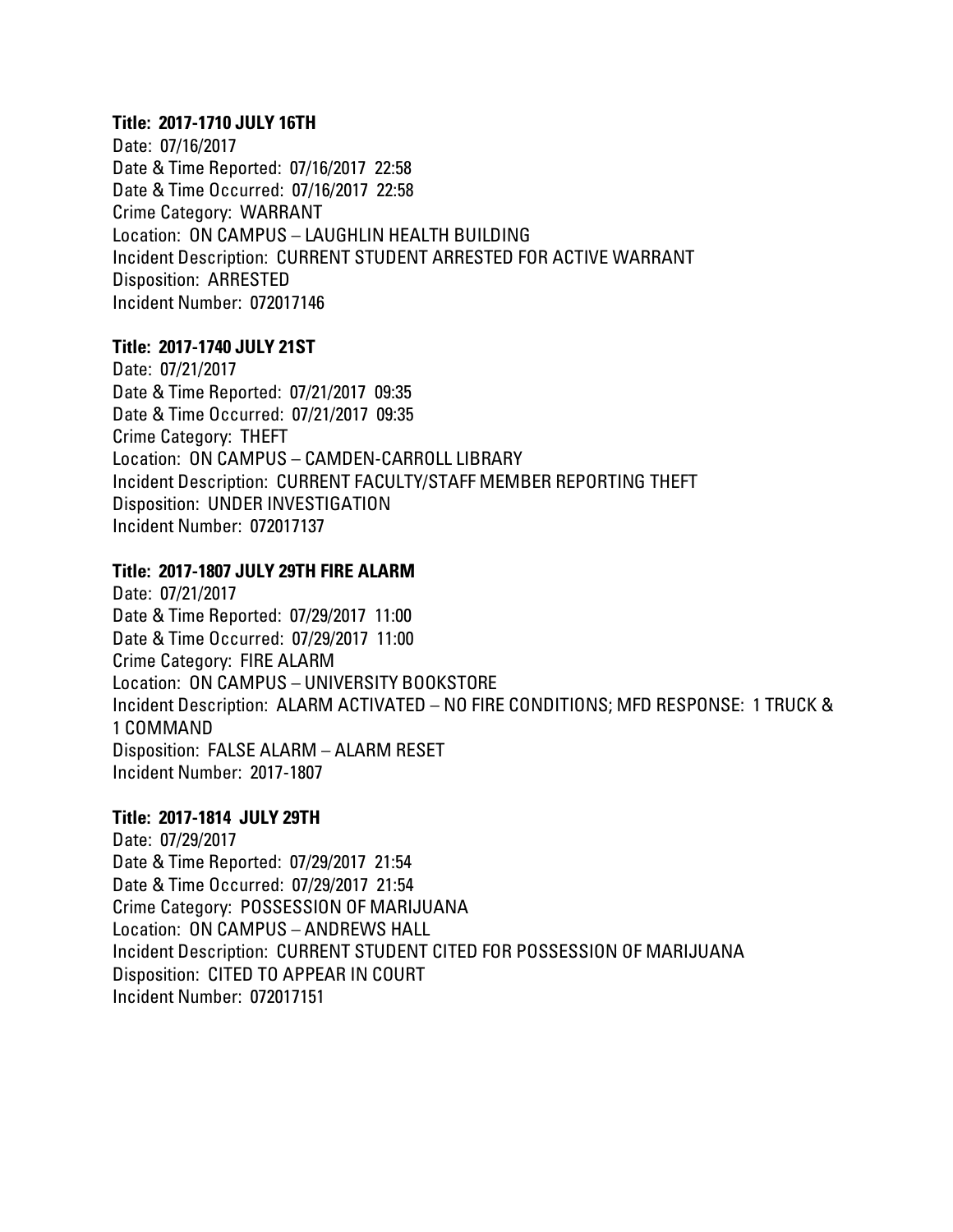**Title: 2017-1710 JULY 16TH**

Date: 07/16/2017
Date & Time Reported: 07/16/2017 22:58
Date & Time Occurred: 07/16/2017 22:58
Crime Category: WARRANT
Location: ON CAMPUS – LAUGHLIN HEALTH BUILDING
Incident Description: CURRENT STUDENT ARRESTED FOR ACTIVE WARRANT
Disposition: ARRESTED
Incident Number: 072017146

**Title: 2017-1740 JULY 21ST**

Date: 07/21/2017
Date & Time Reported: 07/21/2017 09:35
Date & Time Occurred: 07/21/2017 09:35
Crime Category: THEFT
Location: ON CAMPUS – CAMDEN-CARROLL LIBRARY
Incident Description: CURRENT FACULTY/STAFF MEMBER REPORTING THEFT
Disposition: UNDER INVESTIGATION
Incident Number: 072017137

**Title: 2017-1807 JULY 29TH FIRE ALARM**

Date: 07/21/2017
Date & Time Reported: 07/29/2017 11:00
Date & Time Occurred: 07/29/2017 11:00
Crime Category: FIRE ALARM
Location: ON CAMPUS – UNIVERSITY BOOKSTORE
Incident Description: ALARM ACTIVATED – NO FIRE CONDITIONS; MFD RESPONSE: 1 TRUCK & 1 COMMAND
Disposition: FALSE ALARM – ALARM RESET
Incident Number: 2017-1807

**Title: 2017-1814 JULY 29TH**

Date: 07/29/2017
Date & Time Reported: 07/29/2017 21:54
Date & Time Occurred: 07/29/2017 21:54
Crime Category: POSSESSION OF MARIJUANA
Location: ON CAMPUS – ANDREWS HALL
Incident Description: CURRENT STUDENT CITED FOR POSSESSION OF MARIJUANA
Disposition: CITED TO APPEAR IN COURT
Incident Number: 072017151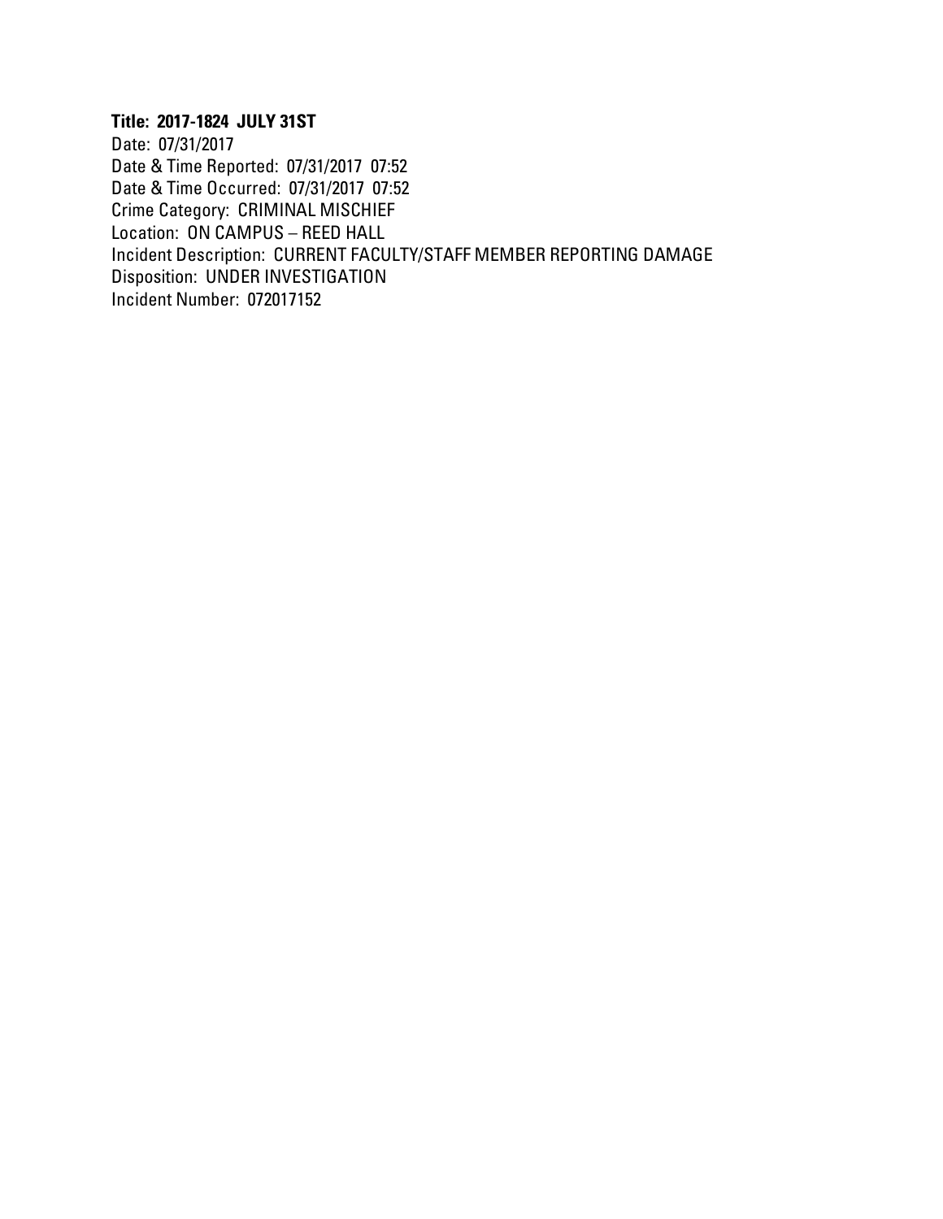**Title: 2017-1824 JULY 31ST**

Date: 07/31/2017
Date & Time Reported: 07/31/2017 07:52
Date & Time Occurred: 07/31/2017 07:52
Crime Category: CRIMINAL MISCHIEF
Location: ON CAMPUS – REED HALL
Incident Description: CURRENT FACULTY/STAFF MEMBER REPORTING DAMAGE
Disposition: UNDER INVESTIGATION
Incident Number: 072017152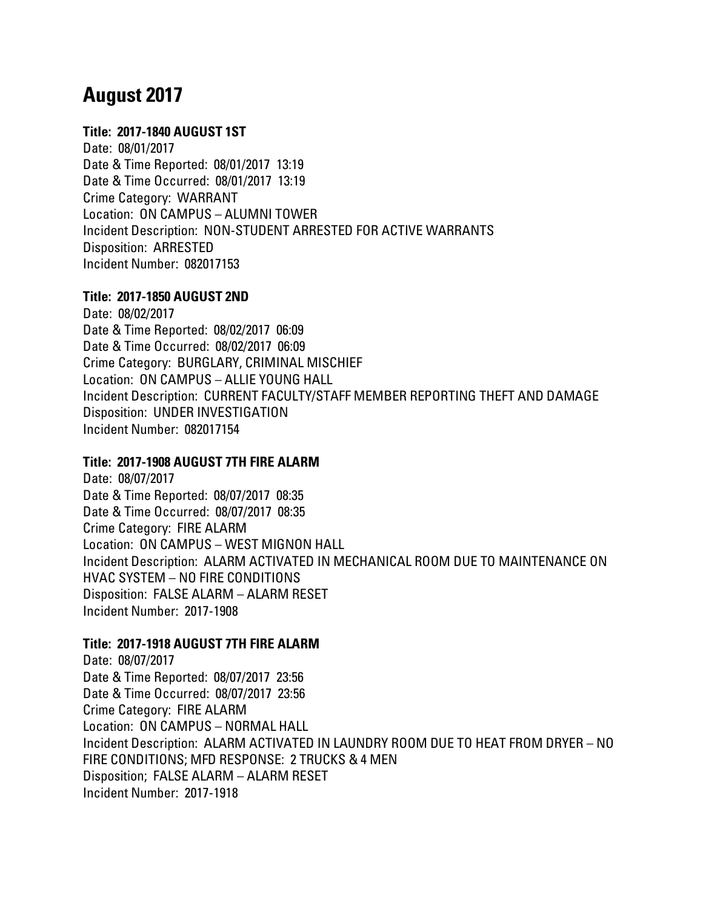# August 2017

**Title: 2017-1840 AUGUST 1ST**

Date: 08/01/2017
Date & Time Reported: 08/01/2017 13:19
Date & Time Occurred: 08/01/2017 13:19
Crime Category: WARRANT
Location: ON CAMPUS – ALUMNI TOWER
Incident Description: NON-STUDENT ARRESTED FOR ACTIVE WARRANTS
Disposition: ARRESTED
Incident Number: 082017153

**Title: 2017-1850 AUGUST 2ND**

Date: 08/02/2017
Date & Time Reported: 08/02/2017 06:09
Date & Time Occurred: 08/02/2017 06:09
Crime Category: BURGLARY, CRIMINAL MISCHIEF
Location: ON CAMPUS – ALLIE YOUNG HALL
Incident Description: CURRENT FACULTY/STAFF MEMBER REPORTING THEFT AND DAMAGE
Disposition: UNDER INVESTIGATION
Incident Number: 082017154

**Title: 2017-1908 AUGUST 7TH FIRE ALARM**

Date: 08/07/2017
Date & Time Reported: 08/07/2017 08:35
Date & Time Occurred: 08/07/2017 08:35
Crime Category: FIRE ALARM
Location: ON CAMPUS – WEST MIGNON HALL
Incident Description: ALARM ACTIVATED IN MECHANICAL ROOM DUE TO MAINTENANCE ON HVAC SYSTEM – NO FIRE CONDITIONS
Disposition: FALSE ALARM – ALARM RESET
Incident Number: 2017-1908

**Title: 2017-1918 AUGUST 7TH FIRE ALARM**

Date: 08/07/2017
Date & Time Reported: 08/07/2017 23:56
Date & Time Occurred: 08/07/2017 23:56
Crime Category: FIRE ALARM
Location: ON CAMPUS – NORMAL HALL
Incident Description: ALARM ACTIVATED IN LAUNDRY ROOM DUE TO HEAT FROM DRYER – NO FIRE CONDITIONS; MFD RESPONSE: 2 TRUCKS & 4 MEN
Disposition; FALSE ALARM – ALARM RESET
Incident Number: 2017-1918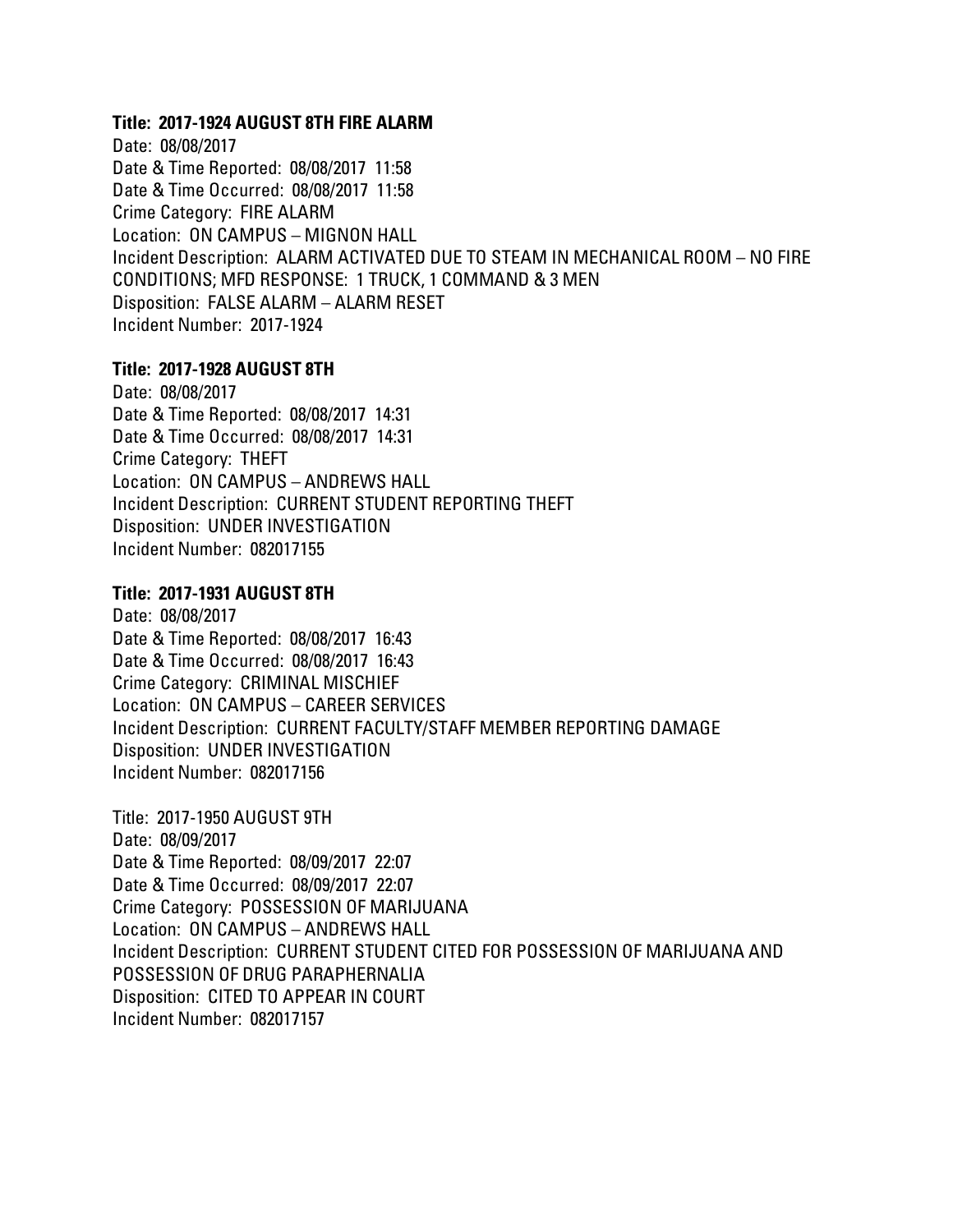**Title: 2017-1924 AUGUST 8TH FIRE ALARM**
Date: 08/08/2017
Date & Time Reported: 08/08/2017 11:58
Date & Time Occurred: 08/08/2017 11:58
Crime Category: FIRE ALARM
Location: ON CAMPUS – MIGNON HALL
Incident Description: ALARM ACTIVATED DUE TO STEAM IN MECHANICAL ROOM – NO FIRE CONDITIONS; MFD RESPONSE: 1 TRUCK, 1 COMMAND & 3 MEN
Disposition: FALSE ALARM – ALARM RESET
Incident Number: 2017-1924

**Title: 2017-1928 AUGUST 8TH**
Date: 08/08/2017
Date & Time Reported: 08/08/2017 14:31
Date & Time Occurred: 08/08/2017 14:31
Crime Category: THEFT
Location: ON CAMPUS – ANDREWS HALL
Incident Description: CURRENT STUDENT REPORTING THEFT
Disposition: UNDER INVESTIGATION
Incident Number: 082017155

**Title: 2017-1931 AUGUST 8TH**
Date: 08/08/2017
Date & Time Reported: 08/08/2017 16:43
Date & Time Occurred: 08/08/2017 16:43
Crime Category: CRIMINAL MISCHIEF
Location: ON CAMPUS – CAREER SERVICES
Incident Description: CURRENT FACULTY/STAFF MEMBER REPORTING DAMAGE
Disposition: UNDER INVESTIGATION
Incident Number: 082017156

Title: 2017-1950 AUGUST 9TH
Date: 08/09/2017
Date & Time Reported: 08/09/2017 22:07
Date & Time Occurred: 08/09/2017 22:07
Crime Category: POSSESSION OF MARIJUANA
Location: ON CAMPUS – ANDREWS HALL
Incident Description: CURRENT STUDENT CITED FOR POSSESSION OF MARIJUANA AND POSSESSION OF DRUG PARAPHERNALIA
Disposition: CITED TO APPEAR IN COURT
Incident Number: 082017157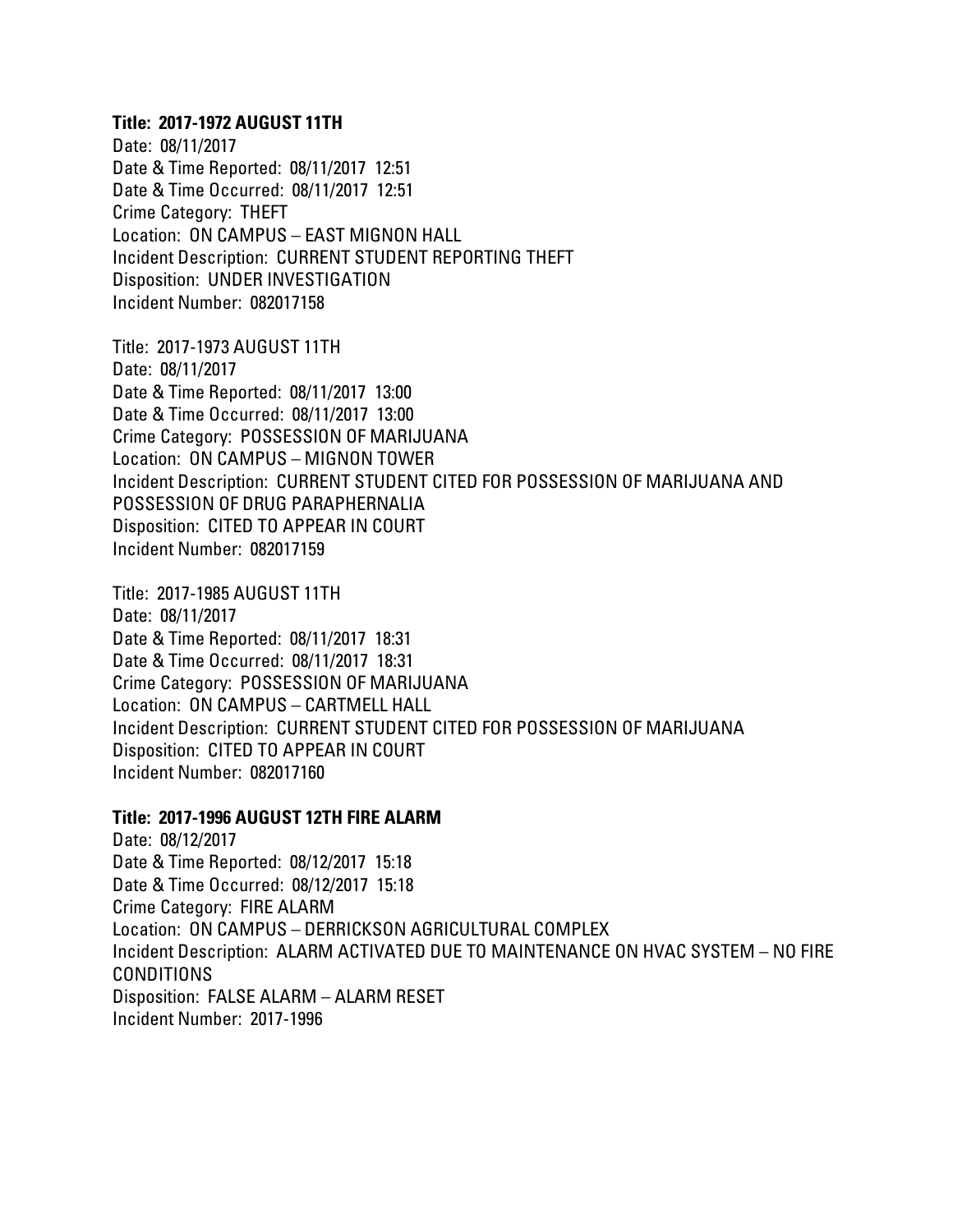**Title: 2017-1972 AUGUST 11TH**
Date: 08/11/2017
Date & Time Reported: 08/11/2017 12:51
Date & Time Occurred: 08/11/2017 12:51
Crime Category: THEFT
Location: ON CAMPUS – EAST MIGNON HALL
Incident Description: CURRENT STUDENT REPORTING THEFT
Disposition: UNDER INVESTIGATION
Incident Number: 082017158

Title: 2017-1973 AUGUST 11TH
Date: 08/11/2017
Date & Time Reported: 08/11/2017 13:00
Date & Time Occurred: 08/11/2017 13:00
Crime Category: POSSESSION OF MARIJUANA
Location: ON CAMPUS – MIGNON TOWER
Incident Description: CURRENT STUDENT CITED FOR POSSESSION OF MARIJUANA AND POSSESSION OF DRUG PARAPHERNALIA
Disposition: CITED TO APPEAR IN COURT
Incident Number: 082017159

Title: 2017-1985 AUGUST 11TH
Date: 08/11/2017
Date & Time Reported: 08/11/2017 18:31
Date & Time Occurred: 08/11/2017 18:31
Crime Category: POSSESSION OF MARIJUANA
Location: ON CAMPUS – CARTMELL HALL
Incident Description: CURRENT STUDENT CITED FOR POSSESSION OF MARIJUANA
Disposition: CITED TO APPEAR IN COURT
Incident Number: 082017160

**Title: 2017-1996 AUGUST 12TH FIRE ALARM**
Date: 08/12/2017
Date & Time Reported: 08/12/2017 15:18
Date & Time Occurred: 08/12/2017 15:18
Crime Category: FIRE ALARM
Location: ON CAMPUS – DERRICKSON AGRICULTURAL COMPLEX
Incident Description: ALARM ACTIVATED DUE TO MAINTENANCE ON HVAC SYSTEM – NO FIRE CONDITIONS
Disposition: FALSE ALARM – ALARM RESET
Incident Number: 2017-1996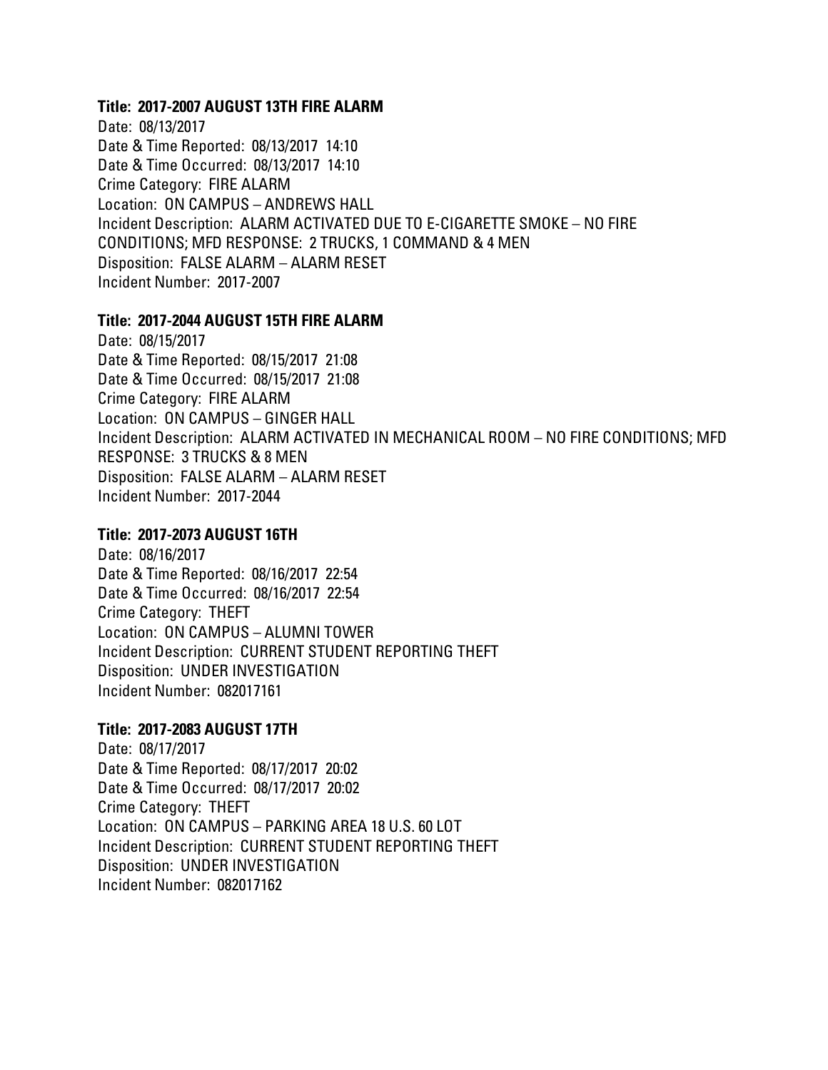**Title: 2017-2007 AUGUST 13TH FIRE ALARM**

Date: 08/13/2017
Date & Time Reported: 08/13/2017 14:10
Date & Time Occurred: 08/13/2017 14:10
Crime Category: FIRE ALARM
Location: ON CAMPUS – ANDREWS HALL
Incident Description: ALARM ACTIVATED DUE TO E-CIGARETTE SMOKE – NO FIRE CONDITIONS; MFD RESPONSE: 2 TRUCKS, 1 COMMAND & 4 MEN
Disposition: FALSE ALARM – ALARM RESET
Incident Number: 2017-2007

**Title: 2017-2044 AUGUST 15TH FIRE ALARM**

Date: 08/15/2017
Date & Time Reported: 08/15/2017 21:08
Date & Time Occurred: 08/15/2017 21:08
Crime Category: FIRE ALARM
Location: ON CAMPUS – GINGER HALL
Incident Description: ALARM ACTIVATED IN MECHANICAL ROOM – NO FIRE CONDITIONS; MFD RESPONSE: 3 TRUCKS & 8 MEN
Disposition: FALSE ALARM – ALARM RESET
Incident Number: 2017-2044

**Title: 2017-2073 AUGUST 16TH**

Date: 08/16/2017
Date & Time Reported: 08/16/2017 22:54
Date & Time Occurred: 08/16/2017 22:54
Crime Category: THEFT
Location: ON CAMPUS – ALUMNI TOWER
Incident Description: CURRENT STUDENT REPORTING THEFT
Disposition: UNDER INVESTIGATION
Incident Number: 082017161

**Title: 2017-2083 AUGUST 17TH**

Date: 08/17/2017
Date & Time Reported: 08/17/2017 20:02
Date & Time Occurred: 08/17/2017 20:02
Crime Category: THEFT
Location: ON CAMPUS – PARKING AREA 18 U.S. 60 LOT
Incident Description: CURRENT STUDENT REPORTING THEFT
Disposition: UNDER INVESTIGATION
Incident Number: 082017162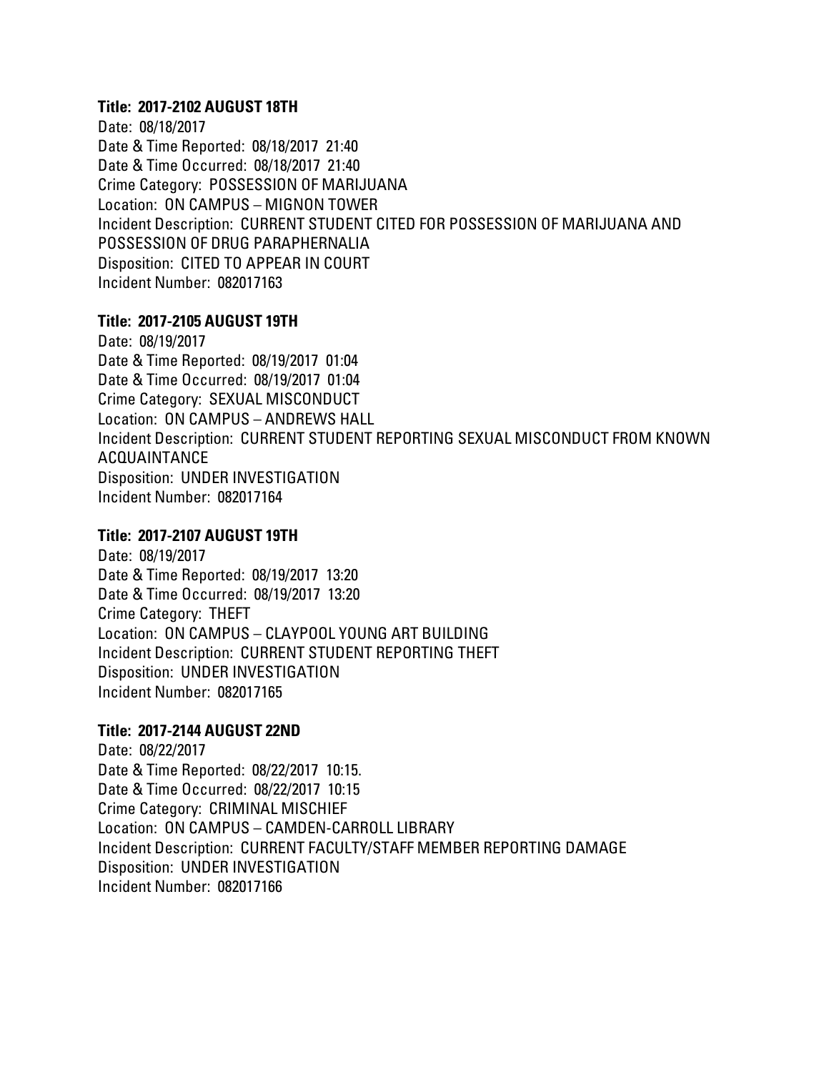**Title: 2017-2102 AUGUST 18TH**

Date: 08/18/2017
Date & Time Reported: 08/18/2017 21:40
Date & Time Occurred: 08/18/2017 21:40
Crime Category: POSSESSION OF MARIJUANA
Location: ON CAMPUS – MIGNON TOWER
Incident Description: CURRENT STUDENT CITED FOR POSSESSION OF MARIJUANA AND POSSESSION OF DRUG PARAPHERNALIA
Disposition: CITED TO APPEAR IN COURT
Incident Number: 082017163

**Title: 2017-2105 AUGUST 19TH**

Date: 08/19/2017
Date & Time Reported: 08/19/2017 01:04
Date & Time Occurred: 08/19/2017 01:04
Crime Category: SEXUAL MISCONDUCT
Location: ON CAMPUS – ANDREWS HALL
Incident Description: CURRENT STUDENT REPORTING SEXUAL MISCONDUCT FROM KNOWN ACQUAINTANCE
Disposition: UNDER INVESTIGATION
Incident Number: 082017164

**Title: 2017-2107 AUGUST 19TH**

Date: 08/19/2017
Date & Time Reported: 08/19/2017 13:20
Date & Time Occurred: 08/19/2017 13:20
Crime Category: THEFT
Location: ON CAMPUS – CLAYPOOL YOUNG ART BUILDING
Incident Description: CURRENT STUDENT REPORTING THEFT
Disposition: UNDER INVESTIGATION
Incident Number: 082017165

**Title: 2017-2144 AUGUST 22ND**

Date: 08/22/2017
Date & Time Reported: 08/22/2017 10:15.
Date & Time Occurred: 08/22/2017 10:15
Crime Category: CRIMINAL MISCHIEF
Location: ON CAMPUS – CAMDEN-CARROLL LIBRARY
Incident Description: CURRENT FACULTY/STAFF MEMBER REPORTING DAMAGE
Disposition: UNDER INVESTIGATION
Incident Number: 082017166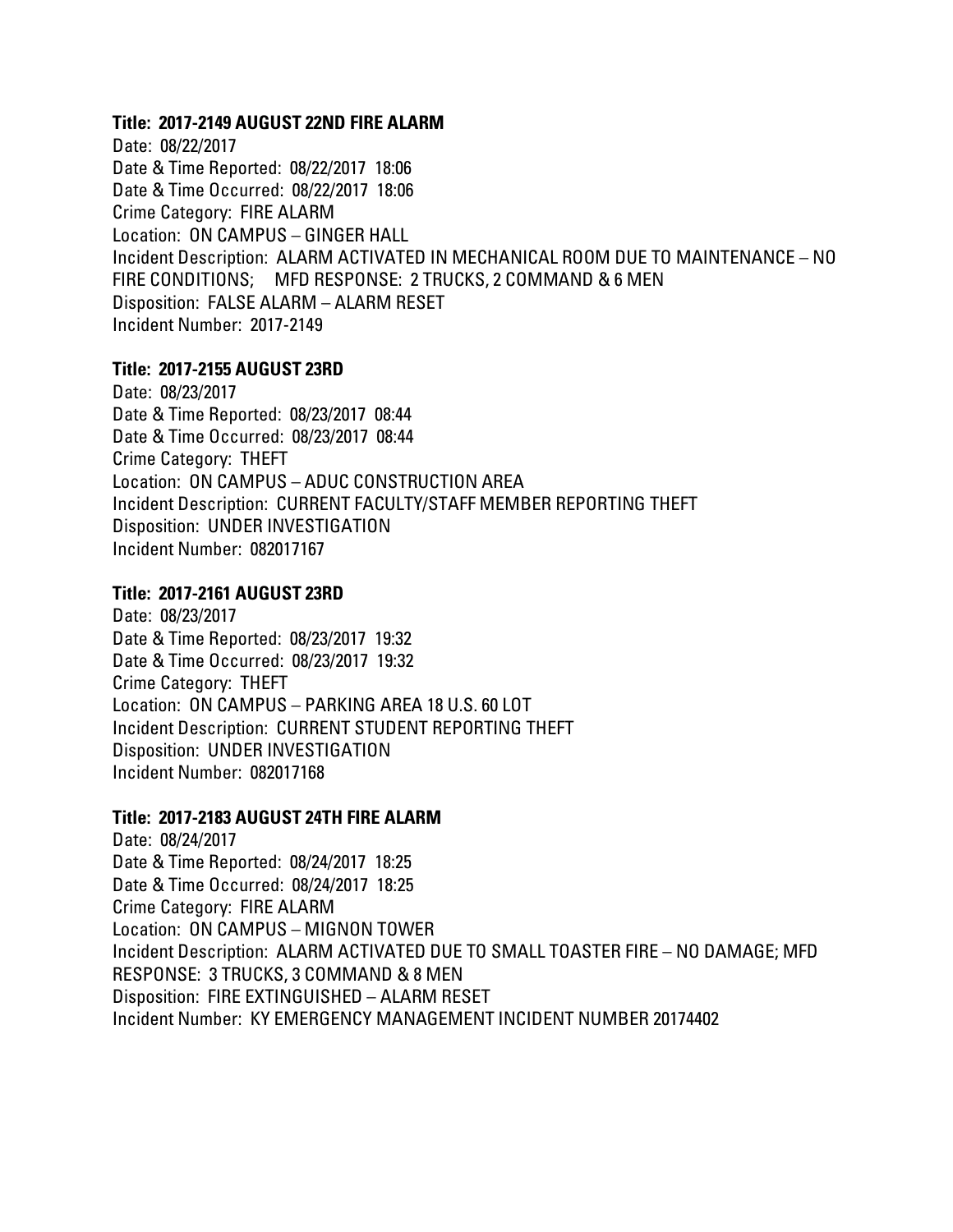**Title: 2017-2149 AUGUST 22ND FIRE ALARM**

Date: 08/22/2017
Date & Time Reported: 08/22/2017 18:06
Date & Time Occurred: 08/22/2017 18:06
Crime Category: FIRE ALARM
Location: ON CAMPUS – GINGER HALL
Incident Description: ALARM ACTIVATED IN MECHANICAL ROOM DUE TO MAINTENANCE – NO FIRE CONDITIONS; MFD RESPONSE: 2 TRUCKS, 2 COMMAND & 6 MEN
Disposition: FALSE ALARM – ALARM RESET
Incident Number: 2017-2149

**Title: 2017-2155 AUGUST 23RD**

Date: 08/23/2017
Date & Time Reported: 08/23/2017 08:44
Date & Time Occurred: 08/23/2017 08:44
Crime Category: THEFT
Location: ON CAMPUS – ADUC CONSTRUCTION AREA
Incident Description: CURRENT FACULTY/STAFF MEMBER REPORTING THEFT
Disposition: UNDER INVESTIGATION
Incident Number: 082017167

**Title: 2017-2161 AUGUST 23RD**

Date: 08/23/2017
Date & Time Reported: 08/23/2017 19:32
Date & Time Occurred: 08/23/2017 19:32
Crime Category: THEFT
Location: ON CAMPUS – PARKING AREA 18 U.S. 60 LOT
Incident Description: CURRENT STUDENT REPORTING THEFT
Disposition: UNDER INVESTIGATION
Incident Number: 082017168

**Title: 2017-2183 AUGUST 24TH FIRE ALARM**

Date: 08/24/2017
Date & Time Reported: 08/24/2017 18:25
Date & Time Occurred: 08/24/2017 18:25
Crime Category: FIRE ALARM
Location: ON CAMPUS – MIGNON TOWER
Incident Description: ALARM ACTIVATED DUE TO SMALL TOASTER FIRE – NO DAMAGE; MFD RESPONSE: 3 TRUCKS, 3 COMMAND & 8 MEN
Disposition: FIRE EXTINGUISHED – ALARM RESET
Incident Number: KY EMERGENCY MANAGEMENT INCIDENT NUMBER 20174402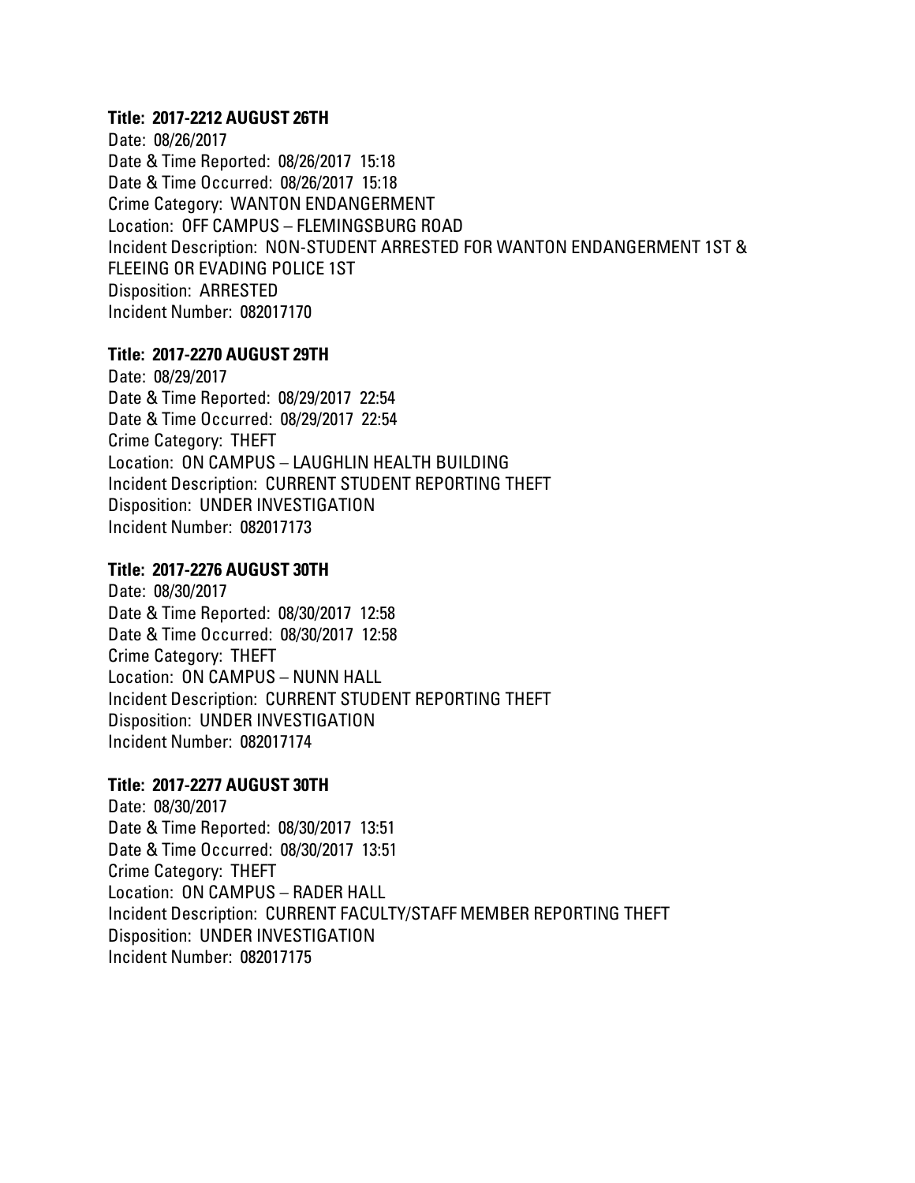**Title: 2017-2212 AUGUST 26TH**

Date: 08/26/2017
Date & Time Reported: 08/26/2017 15:18
Date & Time Occurred: 08/26/2017 15:18
Crime Category: WANTON ENDANGERMENT
Location: OFF CAMPUS – FLEMINGSBURG ROAD
Incident Description: NON-STUDENT ARRESTED FOR WANTON ENDANGERMENT 1ST & FLEEING OR EVADING POLICE 1ST
Disposition: ARRESTED
Incident Number: 082017170

**Title: 2017-2270 AUGUST 29TH**

Date: 08/29/2017
Date & Time Reported: 08/29/2017 22:54
Date & Time Occurred: 08/29/2017 22:54
Crime Category: THEFT
Location: ON CAMPUS – LAUGHLIN HEALTH BUILDING
Incident Description: CURRENT STUDENT REPORTING THEFT
Disposition: UNDER INVESTIGATION
Incident Number: 082017173

**Title: 2017-2276 AUGUST 30TH**

Date: 08/30/2017
Date & Time Reported: 08/30/2017 12:58
Date & Time Occurred: 08/30/2017 12:58
Crime Category: THEFT
Location: ON CAMPUS – NUNN HALL
Incident Description: CURRENT STUDENT REPORTING THEFT
Disposition: UNDER INVESTIGATION
Incident Number: 082017174

**Title: 2017-2277 AUGUST 30TH**

Date: 08/30/2017
Date & Time Reported: 08/30/2017 13:51
Date & Time Occurred: 08/30/2017 13:51
Crime Category: THEFT
Location: ON CAMPUS – RADER HALL
Incident Description: CURRENT FACULTY/STAFF MEMBER REPORTING THEFT
Disposition: UNDER INVESTIGATION
Incident Number: 082017175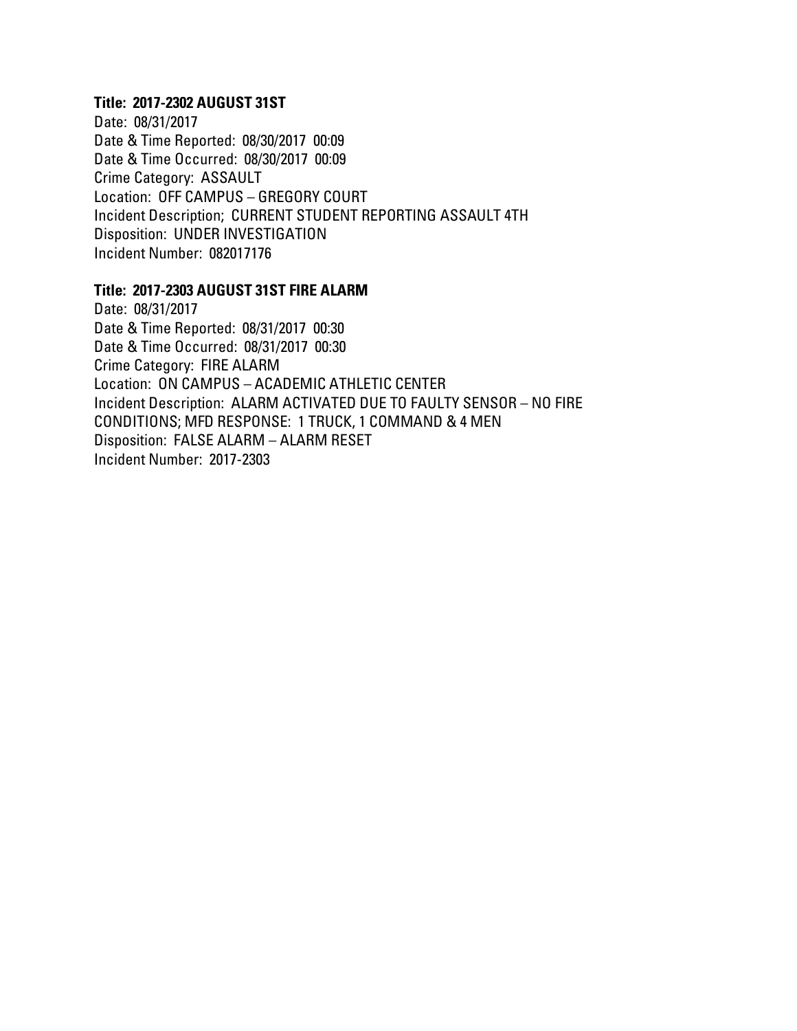**Title: 2017-2302 AUGUST 31ST**

Date: 08/31/2017
Date & Time Reported: 08/30/2017 00:09
Date & Time Occurred: 08/30/2017 00:09
Crime Category: ASSAULT
Location: OFF CAMPUS – GREGORY COURT
Incident Description; CURRENT STUDENT REPORTING ASSAULT 4TH
Disposition: UNDER INVESTIGATION
Incident Number: 082017176

**Title: 2017-2303 AUGUST 31ST FIRE ALARM**

Date: 08/31/2017
Date & Time Reported: 08/31/2017 00:30
Date & Time Occurred: 08/31/2017 00:30
Crime Category: FIRE ALARM
Location: ON CAMPUS – ACADEMIC ATHLETIC CENTER
Incident Description: ALARM ACTIVATED DUE TO FAULTY SENSOR – NO FIRE CONDITIONS; MFD RESPONSE: 1 TRUCK, 1 COMMAND & 4 MEN
Disposition: FALSE ALARM – ALARM RESET
Incident Number: 2017-2303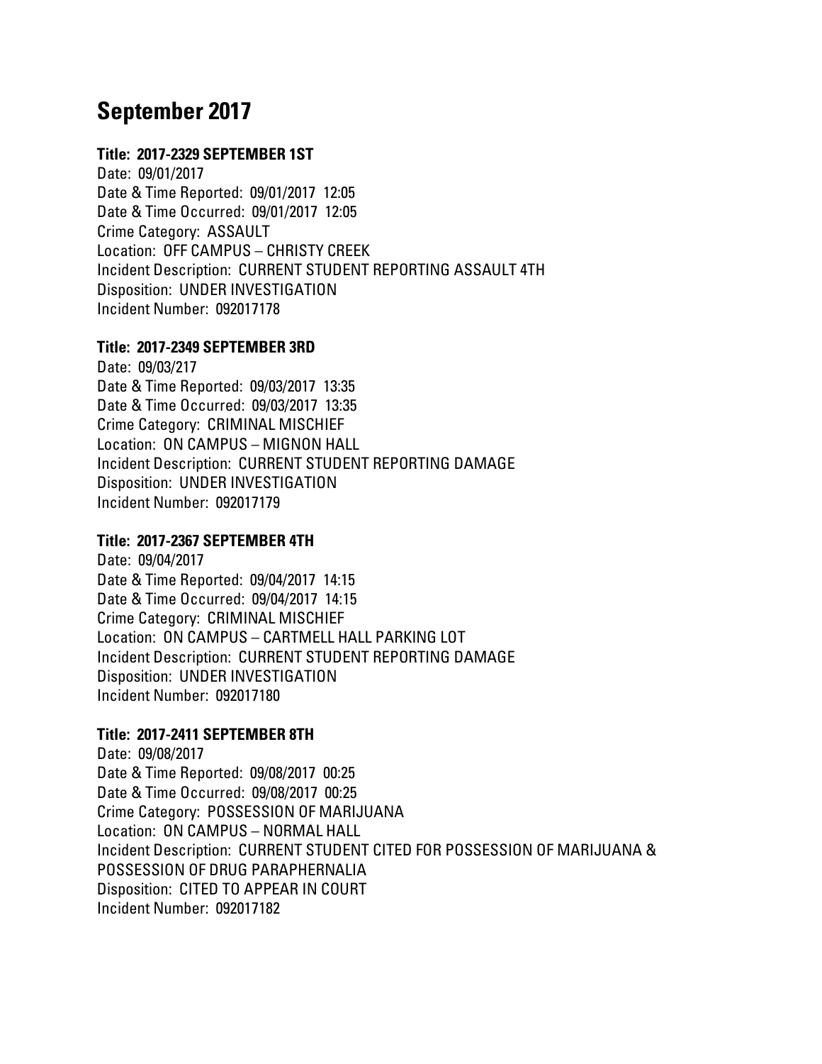# September 2017

**Title: 2017-2329 SEPTEMBER 1ST**

Date: 09/01/2017
Date & Time Reported: 09/01/2017 12:05
Date & Time Occurred: 09/01/2017 12:05
Crime Category: ASSAULT
Location: OFF CAMPUS – CHRISTY CREEK
Incident Description: CURRENT STUDENT REPORTING ASSAULT 4TH
Disposition: UNDER INVESTIGATION
Incident Number: 092017178

**Title: 2017-2349 SEPTEMBER 3RD**

Date: 09/03/217
Date & Time Reported: 09/03/2017 13:35
Date & Time Occurred: 09/03/2017 13:35
Crime Category: CRIMINAL MISCHIEF
Location: ON CAMPUS – MIGNON HALL
Incident Description: CURRENT STUDENT REPORTING DAMAGE
Disposition: UNDER INVESTIGATION
Incident Number: 092017179

**Title: 2017-2367 SEPTEMBER 4TH**

Date: 09/04/2017
Date & Time Reported: 09/04/2017 14:15
Date & Time Occurred: 09/04/2017 14:15
Crime Category: CRIMINAL MISCHIEF
Location: ON CAMPUS – CARTMELL HALL PARKING LOT
Incident Description: CURRENT STUDENT REPORTING DAMAGE
Disposition: UNDER INVESTIGATION
Incident Number: 092017180

**Title: 2017-2411 SEPTEMBER 8TH**

Date: 09/08/2017
Date & Time Reported: 09/08/2017 00:25
Date & Time Occurred: 09/08/2017 00:25
Crime Category: POSSESSION OF MARIJUANA
Location: ON CAMPUS – NORMAL HALL
Incident Description: CURRENT STUDENT CITED FOR POSSESSION OF MARIJUANA & POSSESSION OF DRUG PARAPHERNALIA
Disposition: CITED TO APPEAR IN COURT
Incident Number: 092017182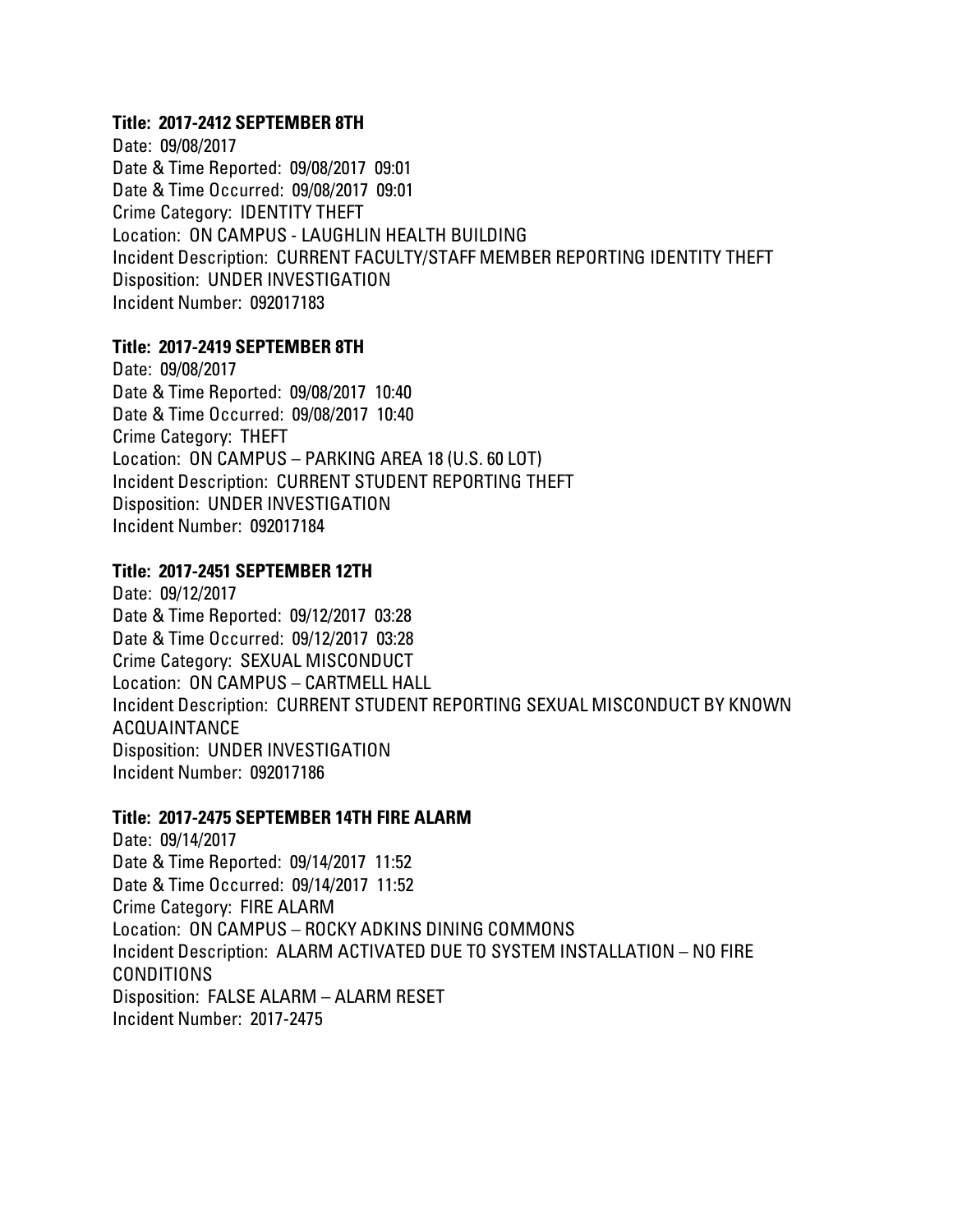**Title: 2017-2412 SEPTEMBER 8TH**

Date: 09/08/2017
Date & Time Reported: 09/08/2017 09:01
Date & Time Occurred: 09/08/2017 09:01
Crime Category: IDENTITY THEFT
Location: ON CAMPUS - LAUGHLIN HEALTH BUILDING
Incident Description: CURRENT FACULTY/STAFF MEMBER REPORTING IDENTITY THEFT
Disposition: UNDER INVESTIGATION
Incident Number: 092017183

**Title: 2017-2419 SEPTEMBER 8TH**

Date: 09/08/2017
Date & Time Reported: 09/08/2017 10:40
Date & Time Occurred: 09/08/2017 10:40
Crime Category: THEFT
Location: ON CAMPUS – PARKING AREA 18 (U.S. 60 LOT)
Incident Description: CURRENT STUDENT REPORTING THEFT
Disposition: UNDER INVESTIGATION
Incident Number: 092017184

**Title: 2017-2451 SEPTEMBER 12TH**

Date: 09/12/2017
Date & Time Reported: 09/12/2017 03:28
Date & Time Occurred: 09/12/2017 03:28
Crime Category: SEXUAL MISCONDUCT
Location: ON CAMPUS – CARTMELL HALL
Incident Description: CURRENT STUDENT REPORTING SEXUAL MISCONDUCT BY KNOWN ACQUAINTANCE
Disposition: UNDER INVESTIGATION
Incident Number: 092017186

**Title: 2017-2475 SEPTEMBER 14TH FIRE ALARM**

Date: 09/14/2017
Date & Time Reported: 09/14/2017 11:52
Date & Time Occurred: 09/14/2017 11:52
Crime Category: FIRE ALARM
Location: ON CAMPUS – ROCKY ADKINS DINING COMMONS
Incident Description: ALARM ACTIVATED DUE TO SYSTEM INSTALLATION – NO FIRE CONDITIONS
Disposition: FALSE ALARM – ALARM RESET
Incident Number: 2017-2475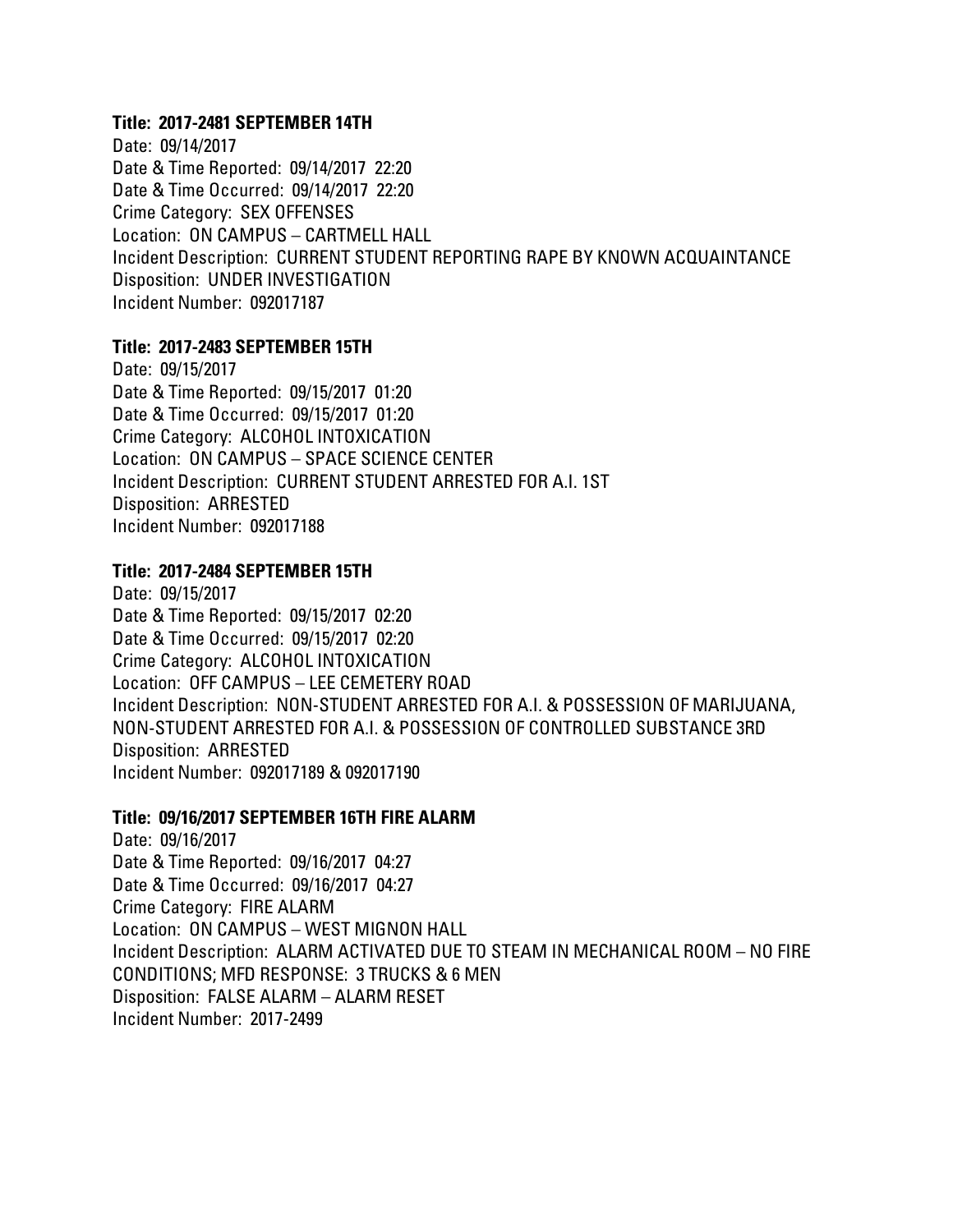**Title: 2017-2481 SEPTEMBER 14TH**

Date: 09/14/2017
Date & Time Reported: 09/14/2017 22:20
Date & Time Occurred: 09/14/2017 22:20
Crime Category: SEX OFFENSES
Location: ON CAMPUS – CARTMELL HALL
Incident Description: CURRENT STUDENT REPORTING RAPE BY KNOWN ACQUAINTANCE
Disposition: UNDER INVESTIGATION
Incident Number: 092017187

**Title: 2017-2483 SEPTEMBER 15TH**

Date: 09/15/2017
Date & Time Reported: 09/15/2017 01:20
Date & Time Occurred: 09/15/2017 01:20
Crime Category: ALCOHOL INTOXICATION
Location: ON CAMPUS – SPACE SCIENCE CENTER
Incident Description: CURRENT STUDENT ARRESTED FOR A.I. 1ST
Disposition: ARRESTED
Incident Number: 092017188

**Title: 2017-2484 SEPTEMBER 15TH**

Date: 09/15/2017
Date & Time Reported: 09/15/2017 02:20
Date & Time Occurred: 09/15/2017 02:20
Crime Category: ALCOHOL INTOXICATION
Location: OFF CAMPUS – LEE CEMETERY ROAD
Incident Description: NON-STUDENT ARRESTED FOR A.I. & POSSESSION OF MARIJUANA, NON-STUDENT ARRESTED FOR A.I. & POSSESSION OF CONTROLLED SUBSTANCE 3RD
Disposition: ARRESTED
Incident Number: 092017189 & 092017190

**Title: 09/16/2017 SEPTEMBER 16TH FIRE ALARM**

Date: 09/16/2017
Date & Time Reported: 09/16/2017 04:27
Date & Time Occurred: 09/16/2017 04:27
Crime Category: FIRE ALARM
Location: ON CAMPUS – WEST MIGNON HALL
Incident Description: ALARM ACTIVATED DUE TO STEAM IN MECHANICAL ROOM – NO FIRE CONDITIONS; MFD RESPONSE: 3 TRUCKS & 6 MEN
Disposition: FALSE ALARM – ALARM RESET
Incident Number: 2017-2499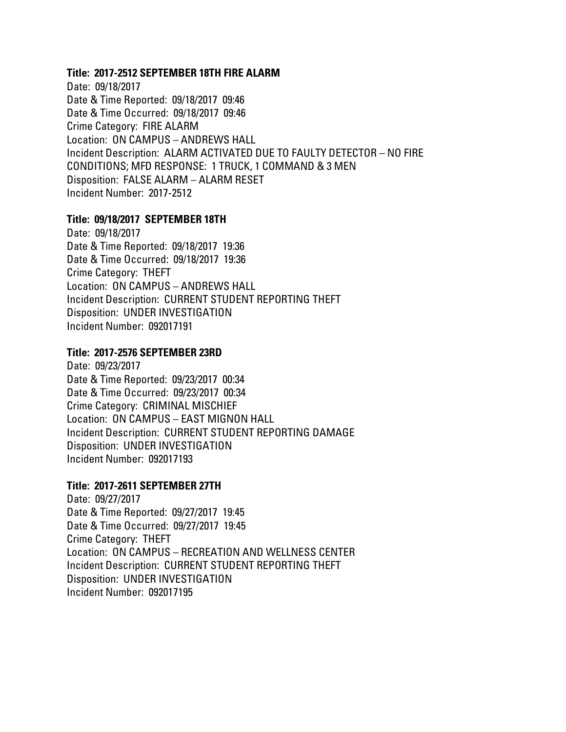**Title: 2017-2512 SEPTEMBER 18TH FIRE ALARM**

Date: 09/18/2017
Date & Time Reported: 09/18/2017 09:46
Date & Time Occurred: 09/18/2017 09:46
Crime Category: FIRE ALARM
Location: ON CAMPUS – ANDREWS HALL
Incident Description: ALARM ACTIVATED DUE TO FAULTY DETECTOR – NO FIRE CONDITIONS; MFD RESPONSE: 1 TRUCK, 1 COMMAND & 3 MEN
Disposition: FALSE ALARM – ALARM RESET
Incident Number: 2017-2512

**Title: 09/18/2017 SEPTEMBER 18TH**

Date: 09/18/2017
Date & Time Reported: 09/18/2017 19:36
Date & Time Occurred: 09/18/2017 19:36
Crime Category: THEFT
Location: ON CAMPUS – ANDREWS HALL
Incident Description: CURRENT STUDENT REPORTING THEFT
Disposition: UNDER INVESTIGATION
Incident Number: 092017191

**Title: 2017-2576 SEPTEMBER 23RD**

Date: 09/23/2017
Date & Time Reported: 09/23/2017 00:34
Date & Time Occurred: 09/23/2017 00:34
Crime Category: CRIMINAL MISCHIEF
Location: ON CAMPUS – EAST MIGNON HALL
Incident Description: CURRENT STUDENT REPORTING DAMAGE
Disposition: UNDER INVESTIGATION
Incident Number: 092017193

**Title: 2017-2611 SEPTEMBER 27TH**

Date: 09/27/2017
Date & Time Reported: 09/27/2017 19:45
Date & Time Occurred: 09/27/2017 19:45
Crime Category: THEFT
Location: ON CAMPUS – RECREATION AND WELLNESS CENTER
Incident Description: CURRENT STUDENT REPORTING THEFT
Disposition: UNDER INVESTIGATION
Incident Number: 092017195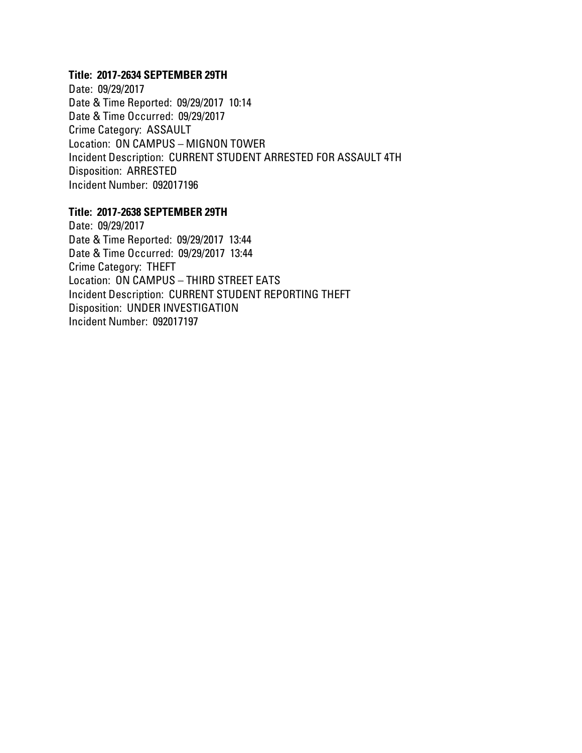**Title: 2017-2634 SEPTEMBER 29TH**

Date: 09/29/2017
Date & Time Reported: 09/29/2017 10:14
Date & Time Occurred: 09/29/2017
Crime Category: ASSAULT
Location: ON CAMPUS – MIGNON TOWER
Incident Description: CURRENT STUDENT ARRESTED FOR ASSAULT 4TH
Disposition: ARRESTED
Incident Number: 092017196

**Title: 2017-2638 SEPTEMBER 29TH**

Date: 09/29/2017
Date & Time Reported: 09/29/2017 13:44
Date & Time Occurred: 09/29/2017 13:44
Crime Category: THEFT
Location: ON CAMPUS – THIRD STREET EATS
Incident Description: CURRENT STUDENT REPORTING THEFT
Disposition: UNDER INVESTIGATION
Incident Number: 092017197